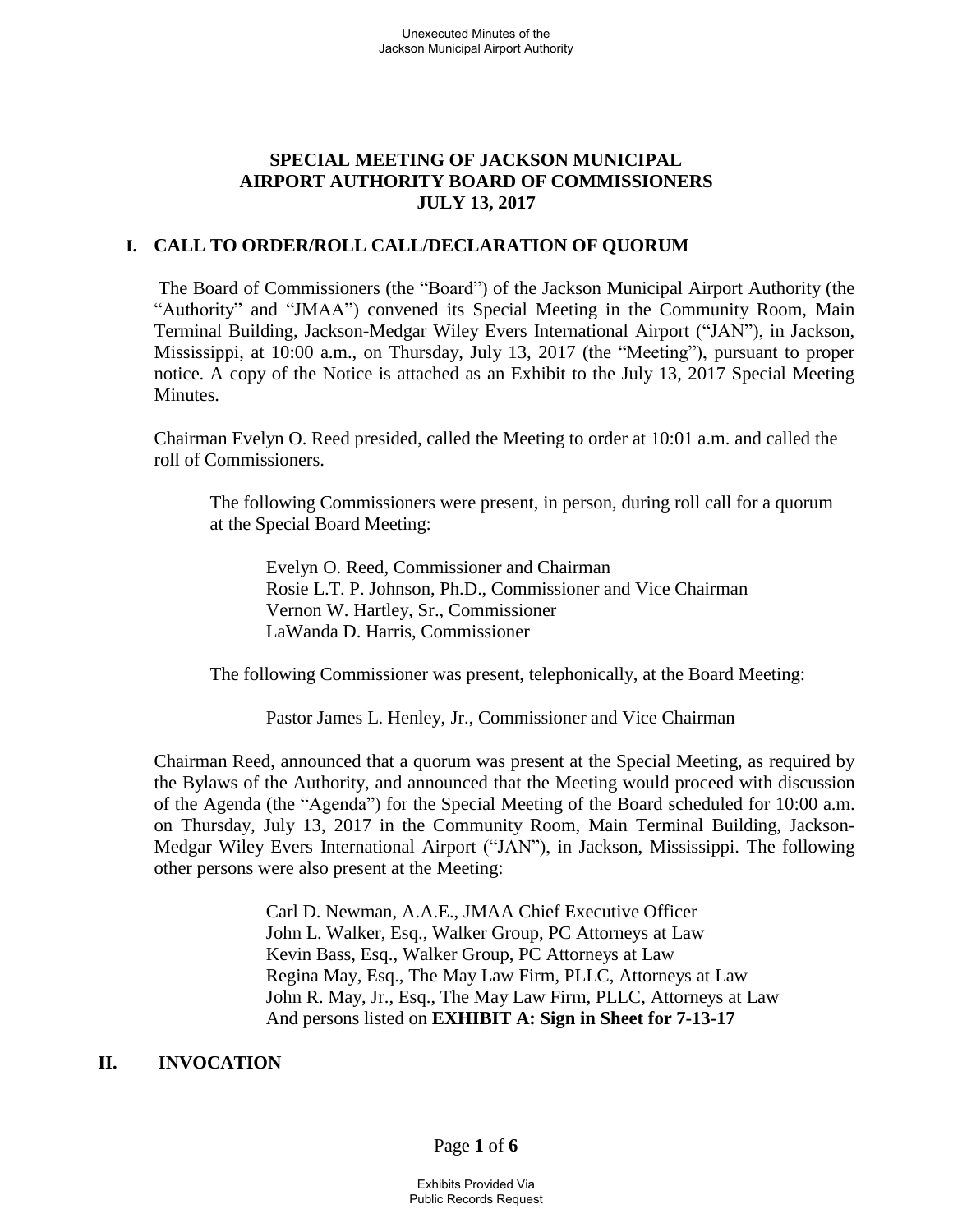# SPECIAL MEETING OF JACKSON MUNICIPAL AIRPORT AUTHORITY BOARD OF COMMISSIONERS JULY 13, 2017

## I. CALL TO ORDER/ROLL CALL/DECLARATION OF QUORUM

The Board of Commissioners (the "Board") of the Jackson Municipal Airport Authority (the "Authority" and "JMAA") convened its Special Meeting in the Community Room, Main Terminal Building, Jackson-Medgar Wiley Evers International Airport ("JAN"), in Jackson, Mississippi, at 10:00 a.m., on Thursday, July 13, 2017 (the "Meeting"), pursuant to proper notice. A copy of the Notice is attached as an Exhibit to the July 13, 2017 Special Meeting Minutes.

Chairman Evelyn O. Reed presided, called the Meeting to order at 10:01 a.m. and called the roll of Commissioners.

The following Commissioners were present, in person, during roll call for a quorum at the Special Board Meeting:

Evelyn O. Reed, Commissioner and Chairman
Rosie L.T. P. Johnson, Ph.D., Commissioner and Vice Chairman
Vernon W. Hartley, Sr., Commissioner
LaWanda D. Harris, Commissioner

The following Commissioner was present, telephonically, at the Board Meeting:

Pastor James L. Henley, Jr., Commissioner and Vice Chairman

Chairman Reed, announced that a quorum was present at the Special Meeting, as required by the Bylaws of the Authority, and announced that the Meeting would proceed with discussion of the Agenda (the "Agenda") for the Special Meeting of the Board scheduled for 10:00 a.m. on Thursday, July 13, 2017 in the Community Room, Main Terminal Building, Jackson-Medgar Wiley Evers International Airport ("JAN"), in Jackson, Mississippi. The following other persons were also present at the Meeting:

Carl D. Newman, A.A.E., JMAA Chief Executive Officer
John L. Walker, Esq., Walker Group, PC Attorneys at Law
Kevin Bass, Esq., Walker Group, PC Attorneys at Law
Regina May, Esq., The May Law Firm, PLLC, Attorneys at Law
John R. May, Jr., Esq., The May Law Firm, PLLC, Attorneys at Law
And persons listed on **EXHIBIT A: Sign in Sheet for 7-13-17**

## II. INVOCATION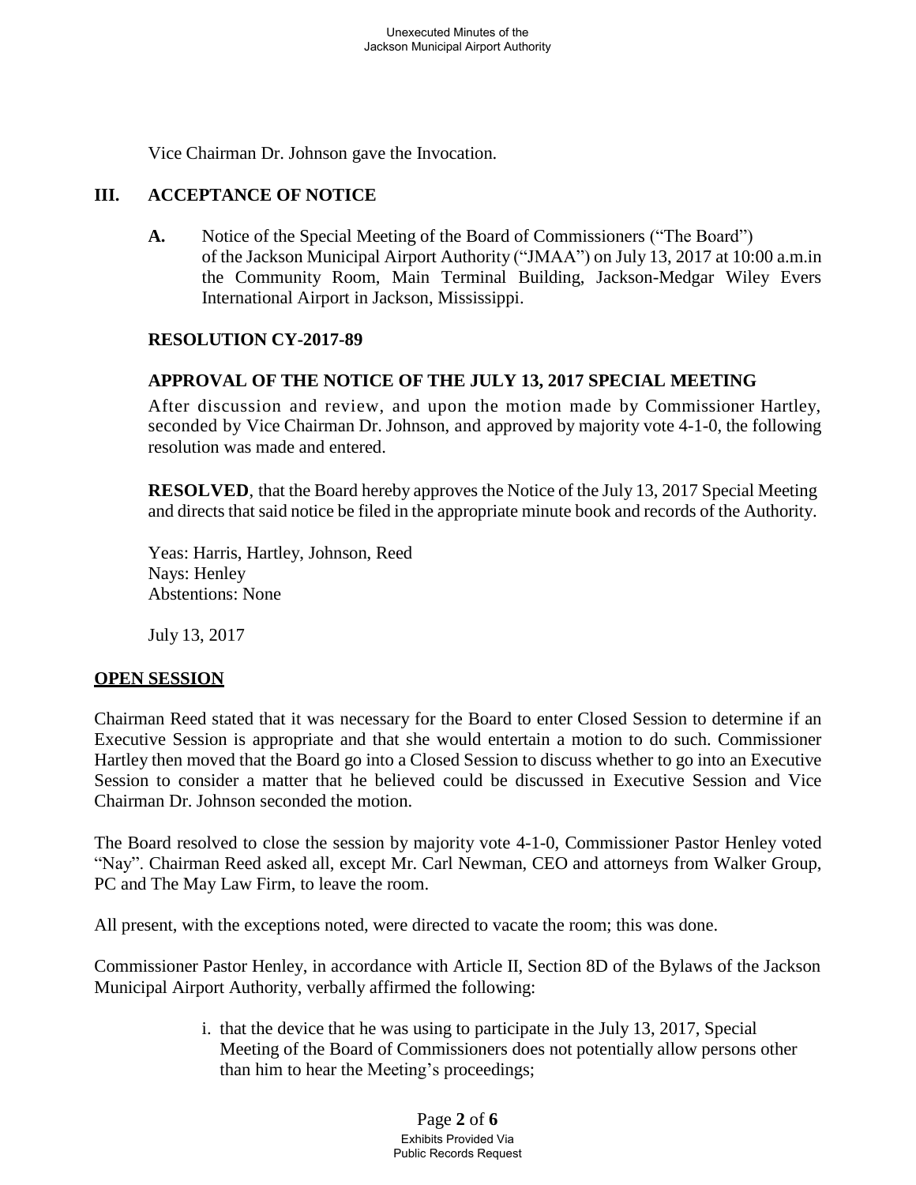Vice Chairman Dr. Johnson gave the Invocation.

## III. ACCEPTANCE OF NOTICE

**A.** Notice of the Special Meeting of the Board of Commissioners ("The Board") of the Jackson Municipal Airport Authority ("JMAA") on July 13, 2017 at 10:00 a.m.in the Community Room, Main Terminal Building, Jackson-Medgar Wiley Evers International Airport in Jackson, Mississippi.

**RESOLUTION CY-2017-89**

**APPROVAL OF THE NOTICE OF THE JULY 13, 2017 SPECIAL MEETING**

After discussion and review, and upon the motion made by Commissioner Hartley, seconded by Vice Chairman Dr. Johnson, and approved by majority vote 4-1-0, the following resolution was made and entered.

**RESOLVED**, that the Board hereby approves the Notice of the July 13, 2017 Special Meeting and directs that said notice be filed in the appropriate minute book and records of the Authority.

Yeas: Harris, Hartley, Johnson, Reed
Nays: Henley
Abstentions: None

July 13, 2017

## OPEN SESSION

Chairman Reed stated that it was necessary for the Board to enter Closed Session to determine if an Executive Session is appropriate and that she would entertain a motion to do such. Commissioner Hartley then moved that the Board go into a Closed Session to discuss whether to go into an Executive Session to consider a matter that he believed could be discussed in Executive Session and Vice Chairman Dr. Johnson seconded the motion.

The Board resolved to close the session by majority vote 4-1-0, Commissioner Pastor Henley voted "Nay". Chairman Reed asked all, except Mr. Carl Newman, CEO and attorneys from Walker Group, PC and The May Law Firm, to leave the room.

All present, with the exceptions noted, were directed to vacate the room; this was done.

Commissioner Pastor Henley, in accordance with Article II, Section 8D of the Bylaws of the Jackson Municipal Airport Authority, verbally affirmed the following:

i. that the device that he was using to participate in the July 13, 2017, Special Meeting of the Board of Commissioners does not potentially allow persons other than him to hear the Meeting's proceedings;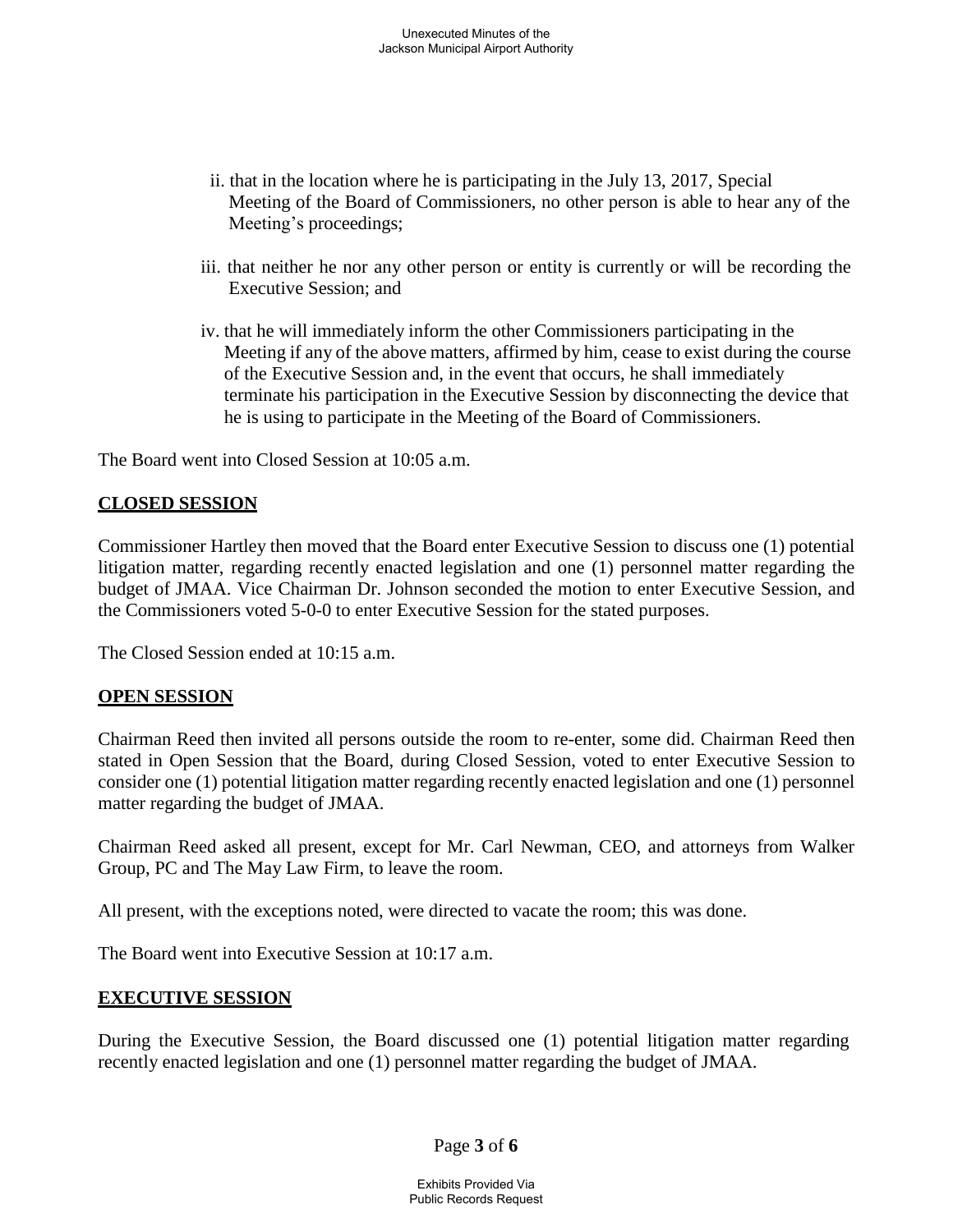ii. that in the location where he is participating in the July 13, 2017, Special Meeting of the Board of Commissioners, no other person is able to hear any of the Meeting's proceedings;

iii. that neither he nor any other person or entity is currently or will be recording the Executive Session; and

iv. that he will immediately inform the other Commissioners participating in the Meeting if any of the above matters, affirmed by him, cease to exist during the course of the Executive Session and, in the event that occurs, he shall immediately terminate his participation in the Executive Session by disconnecting the device that he is using to participate in the Meeting of the Board of Commissioners.

The Board went into Closed Session at 10:05 a.m.

**CLOSED SESSION**

Commissioner Hartley then moved that the Board enter Executive Session to discuss one (1) potential litigation matter, regarding recently enacted legislation and one (1) personnel matter regarding the budget of JMAA. Vice Chairman Dr. Johnson seconded the motion to enter Executive Session, and the Commissioners voted 5-0-0 to enter Executive Session for the stated purposes.

The Closed Session ended at 10:15 a.m.

**OPEN SESSION**

Chairman Reed then invited all persons outside the room to re-enter, some did. Chairman Reed then stated in Open Session that the Board, during Closed Session, voted to enter Executive Session to consider one (1) potential litigation matter regarding recently enacted legislation and one (1) personnel matter regarding the budget of JMAA.

Chairman Reed asked all present, except for Mr. Carl Newman, CEO, and attorneys from Walker Group, PC and The May Law Firm, to leave the room.

All present, with the exceptions noted, were directed to vacate the room; this was done.

The Board went into Executive Session at 10:17 a.m.

**EXECUTIVE SESSION**

During the Executive Session, the Board discussed one (1) potential litigation matter regarding recently enacted legislation and one (1) personnel matter regarding the budget of JMAA.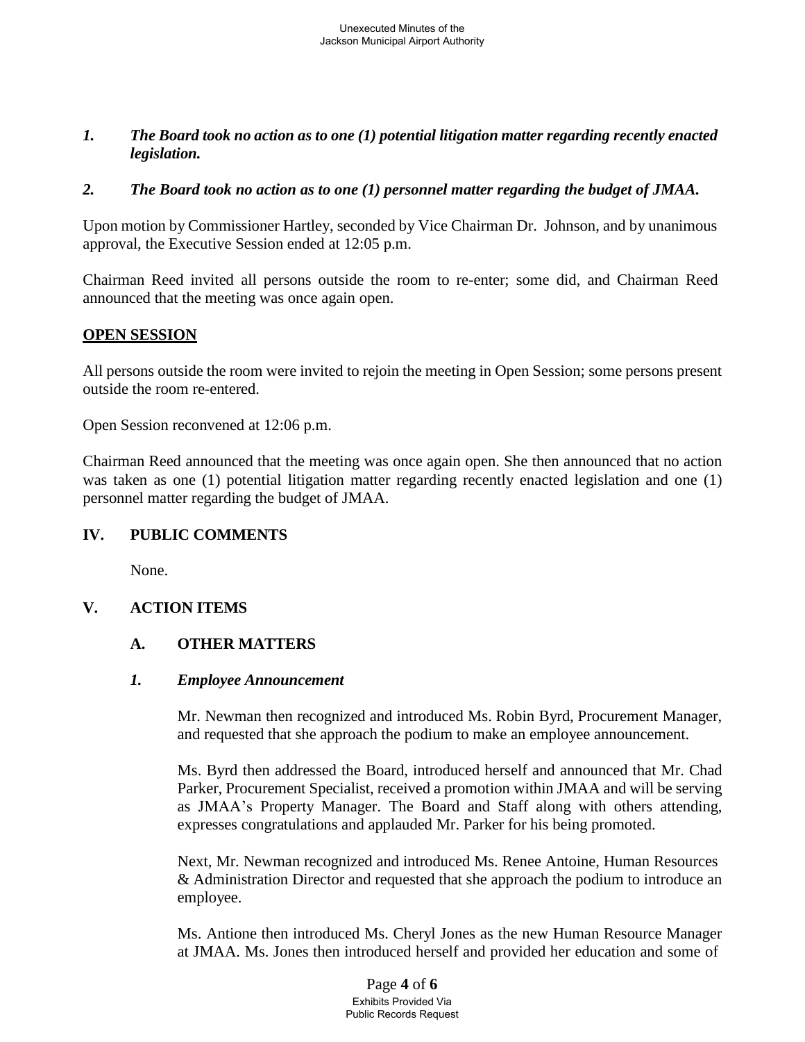*1. The Board took no action as to one (1) potential litigation matter regarding recently enacted legislation.*

*2. The Board took no action as to one (1) personnel matter regarding the budget of JMAA.*

Upon motion by Commissioner Hartley, seconded by Vice Chairman Dr. Johnson, and by unanimous approval, the Executive Session ended at 12:05 p.m.

Chairman Reed invited all persons outside the room to re-enter; some did, and Chairman Reed announced that the meeting was once again open.

**OPEN SESSION**

All persons outside the room were invited to rejoin the meeting in Open Session; some persons present outside the room re-entered.

Open Session reconvened at 12:06 p.m.

Chairman Reed announced that the meeting was once again open. She then announced that no action was taken as one (1) potential litigation matter regarding recently enacted legislation and one (1) personnel matter regarding the budget of JMAA.

## IV. PUBLIC COMMENTS

None.

## V. ACTION ITEMS

### A. OTHER MATTERS

#### *1. Employee Announcement*

Mr. Newman then recognized and introduced Ms. Robin Byrd, Procurement Manager, and requested that she approach the podium to make an employee announcement.

Ms. Byrd then addressed the Board, introduced herself and announced that Mr. Chad Parker, Procurement Specialist, received a promotion within JMAA and will be serving as JMAA's Property Manager. The Board and Staff along with others attending, expresses congratulations and applauded Mr. Parker for his being promoted.

Next, Mr. Newman recognized and introduced Ms. Renee Antoine, Human Resources & Administration Director and requested that she approach the podium to introduce an employee.

Ms. Antione then introduced Ms. Cheryl Jones as the new Human Resource Manager at JMAA. Ms. Jones then introduced herself and provided her education and some of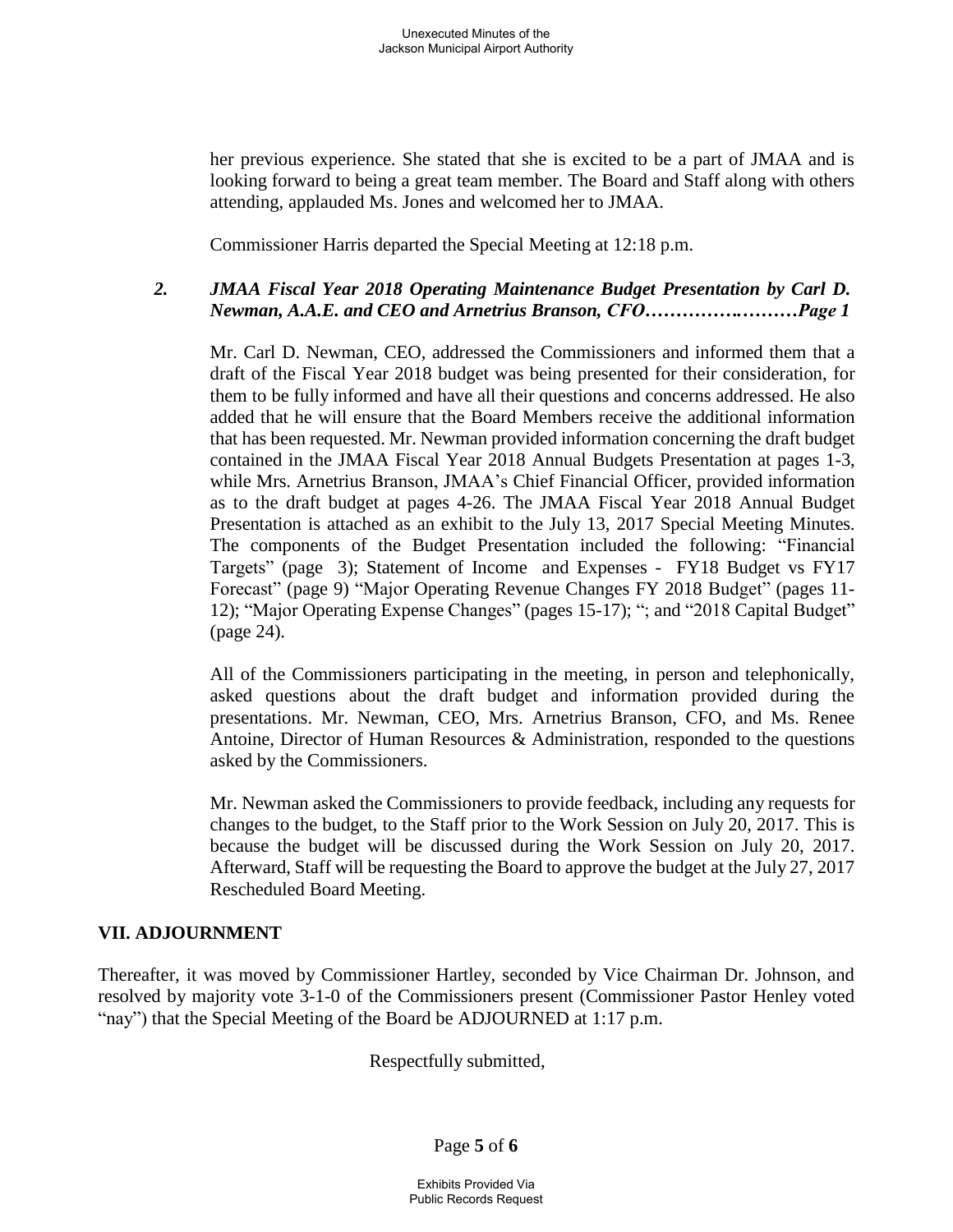her previous experience. She stated that she is excited to be a part of JMAA and is looking forward to being a great team member. The Board and Staff along with others attending, applauded Ms. Jones and welcomed her to JMAA.

Commissioner Harris departed the Special Meeting at 12:18 p.m.

*2. JMAA Fiscal Year 2018 Operating Maintenance Budget Presentation by Carl D. Newman, A.A.E. and CEO and Arnetrius Branson, CFO…………….………Page 1*

Mr. Carl D. Newman, CEO, addressed the Commissioners and informed them that a draft of the Fiscal Year 2018 budget was being presented for their consideration, for them to be fully informed and have all their questions and concerns addressed. He also added that he will ensure that the Board Members receive the additional information that has been requested. Mr. Newman provided information concerning the draft budget contained in the JMAA Fiscal Year 2018 Annual Budgets Presentation at pages 1-3, while Mrs. Arnetrius Branson, JMAA's Chief Financial Officer, provided information as to the draft budget at pages 4-26. The JMAA Fiscal Year 2018 Annual Budget Presentation is attached as an exhibit to the July 13, 2017 Special Meeting Minutes. The components of the Budget Presentation included the following: "Financial Targets" (page 3); Statement of Income and Expenses - FY18 Budget vs FY17 Forecast" (page 9) "Major Operating Revenue Changes FY 2018 Budget" (pages 11-12); "Major Operating Expense Changes" (pages 15-17); "; and "2018 Capital Budget" (page 24).

All of the Commissioners participating in the meeting, in person and telephonically, asked questions about the draft budget and information provided during the presentations. Mr. Newman, CEO, Mrs. Arnetrius Branson, CFO, and Ms. Renee Antoine, Director of Human Resources & Administration, responded to the questions asked by the Commissioners.

Mr. Newman asked the Commissioners to provide feedback, including any requests for changes to the budget, to the Staff prior to the Work Session on July 20, 2017. This is because the budget will be discussed during the Work Session on July 20, 2017. Afterward, Staff will be requesting the Board to approve the budget at the July 27, 2017 Rescheduled Board Meeting.

## VII. ADJOURNMENT

Thereafter, it was moved by Commissioner Hartley, seconded by Vice Chairman Dr. Johnson, and resolved by majority vote 3-1-0 of the Commissioners present (Commissioner Pastor Henley voted "nay") that the Special Meeting of the Board be ADJOURNED at 1:17 p.m.

Respectfully submitted,

Exhibits Provided Via Public Records Request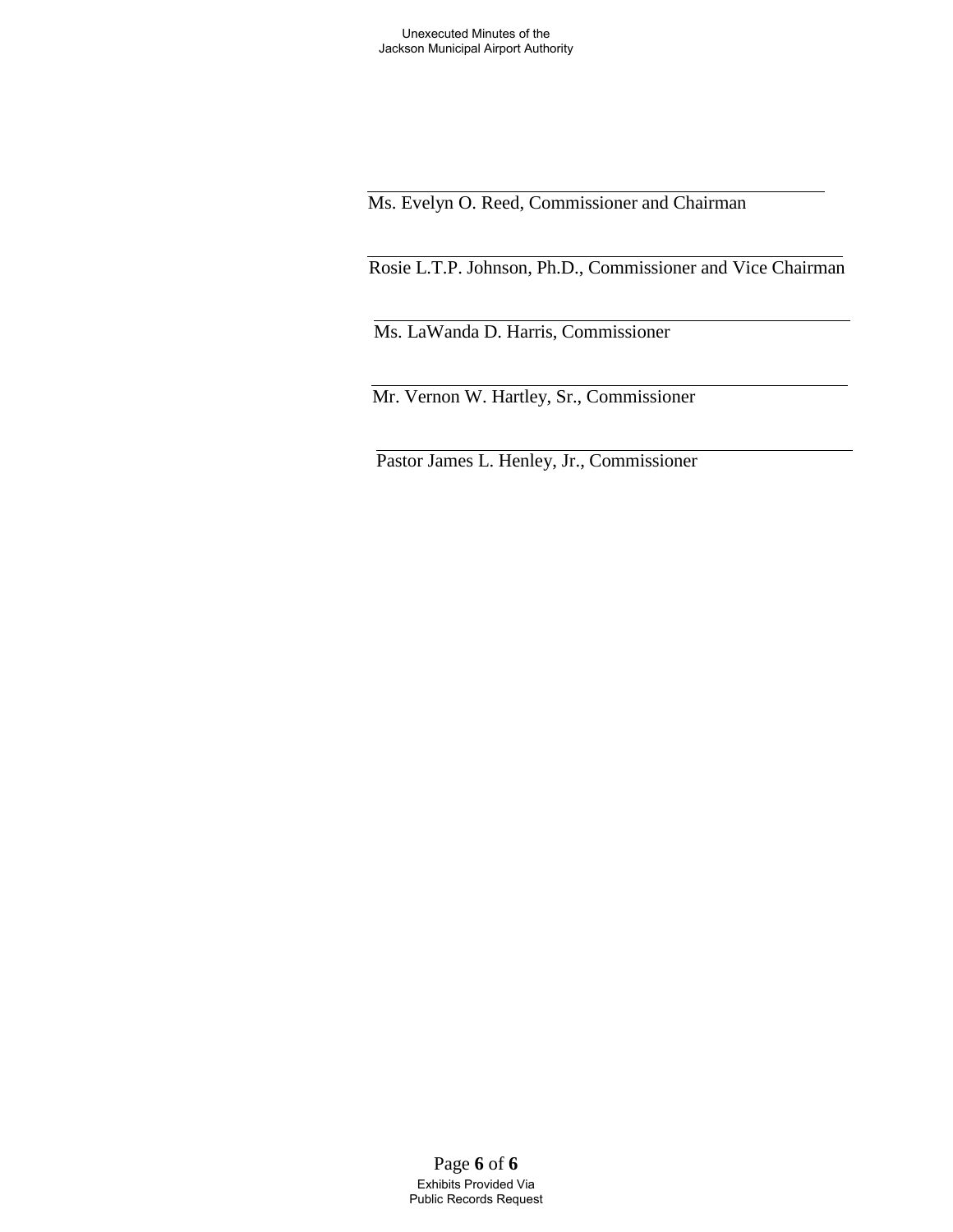\_\_\_\_\_\_\_\_\_\_\_\_\_\_\_\_\_\_\_\_\_\_\_\_\_\_\_\_\_\_\_\_\_\_\_\_\_\_\_\_

Ms. Evelyn O. Reed, Commissioner and Chairman

\_\_\_\_\_\_\_\_\_\_\_\_\_\_\_\_\_\_\_\_\_\_\_\_\_\_\_\_\_\_\_\_\_\_\_\_\_\_\_\_

Rosie L.T.P. Johnson, Ph.D., Commissioner and Vice Chairman

\_\_\_\_\_\_\_\_\_\_\_\_\_\_\_\_\_\_\_\_\_\_\_\_\_\_\_\_\_\_\_\_\_\_\_\_\_\_\_\_

Ms. LaWanda D. Harris, Commissioner

\_\_\_\_\_\_\_\_\_\_\_\_\_\_\_\_\_\_\_\_\_\_\_\_\_\_\_\_\_\_\_\_\_\_\_\_\_\_\_\_

Mr. Vernon W. Hartley, Sr., Commissioner

\_\_\_\_\_\_\_\_\_\_\_\_\_\_\_\_\_\_\_\_\_\_\_\_\_\_\_\_\_\_\_\_\_\_\_\_\_\_\_\_

Pastor James L. Henley, Jr., Commissioner